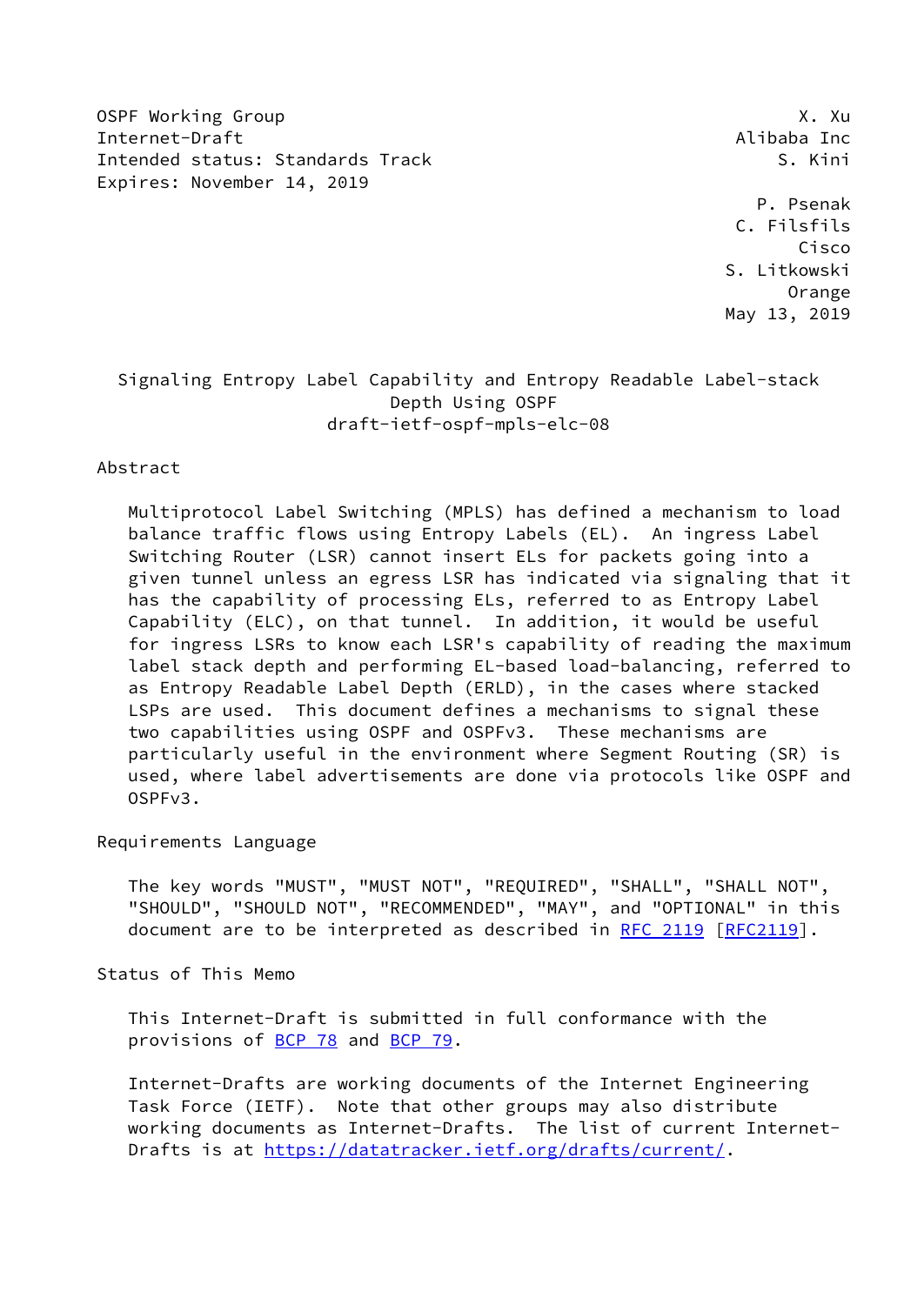OSPF Working Group X. Xu
Internet-Draft Alibaba Inc
Intended status: Standards Track S. Kini
Expires: November 14, 2019

P. Psenak
C. Filsfils
Cisco
S. Litkowski
Orange
May 13, 2019

# Signaling Entropy Label Capability and Entropy Readable Label-stack Depth Using OSPF
draft-ietf-ospf-mpls-elc-08

## Abstract

Multiprotocol Label Switching (MPLS) has defined a mechanism to load balance traffic flows using Entropy Labels (EL). An ingress Label Switching Router (LSR) cannot insert ELs for packets going into a given tunnel unless an egress LSR has indicated via signaling that it has the capability of processing ELs, referred to as Entropy Label Capability (ELC), on that tunnel. In addition, it would be useful for ingress LSRs to know each LSR's capability of reading the maximum label stack depth and performing EL-based load-balancing, referred to as Entropy Readable Label Depth (ERLD), in the cases where stacked LSPs are used. This document defines a mechanisms to signal these two capabilities using OSPF and OSPFv3. These mechanisms are particularly useful in the environment where Segment Routing (SR) is used, where label advertisements are done via protocols like OSPF and OSPFv3.

## Requirements Language

The key words "MUST", "MUST NOT", "REQUIRED", "SHALL", "SHALL NOT", "SHOULD", "SHOULD NOT", "RECOMMENDED", "MAY", and "OPTIONAL" in this document are to be interpreted as described in RFC 2119 [RFC2119].

## Status of This Memo

This Internet-Draft is submitted in full conformance with the provisions of BCP 78 and BCP 79.

Internet-Drafts are working documents of the Internet Engineering Task Force (IETF). Note that other groups may also distribute working documents as Internet-Drafts. The list of current Internet-Drafts is at https://datatracker.ietf.org/drafts/current/.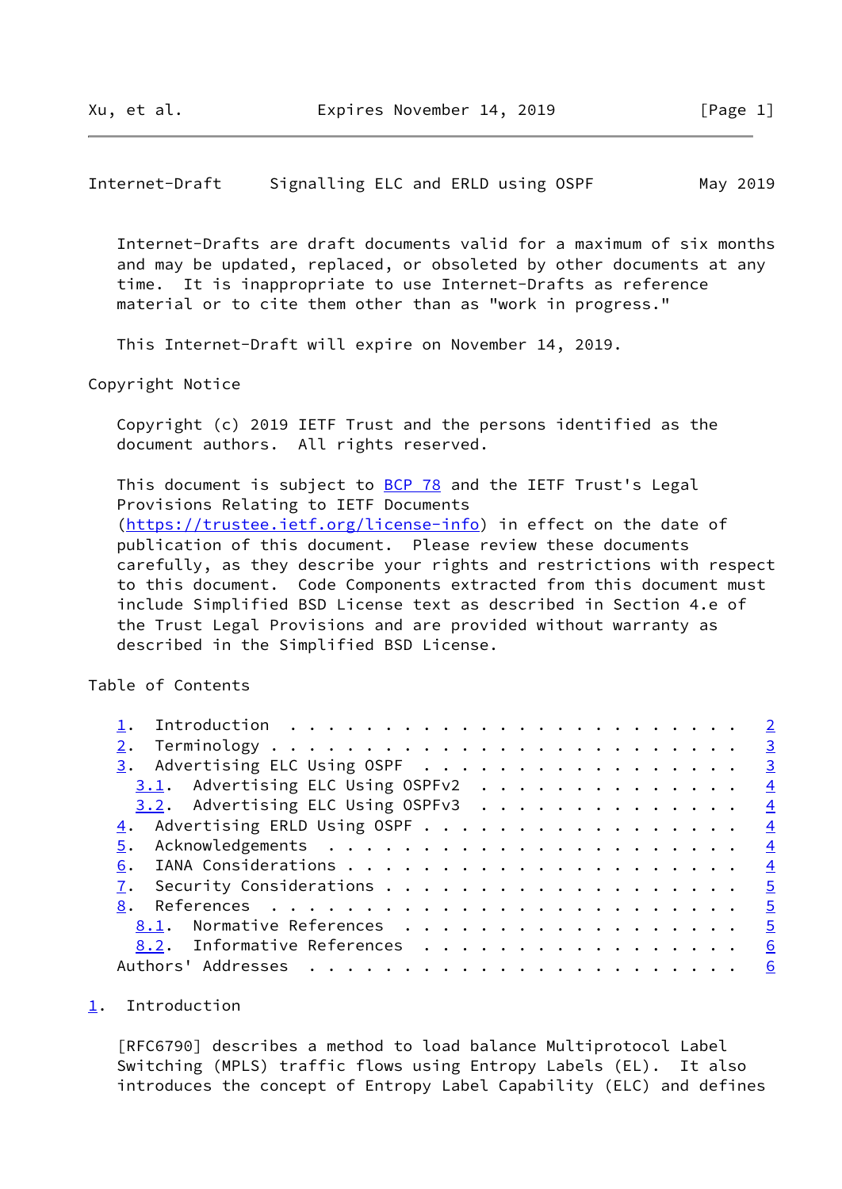Internet-Drafts are draft documents valid for a maximum of six months and may be updated, replaced, or obsoleted by other documents at any time. It is inappropriate to use Internet-Drafts as reference material or to cite them other than as "work in progress."

This Internet-Draft will expire on November 14, 2019.

Copyright Notice

Copyright (c) 2019 IETF Trust and the persons identified as the document authors. All rights reserved.

This document is subject to BCP 78 and the IETF Trust's Legal Provisions Relating to IETF Documents (https://trustee.ietf.org/license-info) in effect on the date of publication of this document. Please review these documents carefully, as they describe your rights and restrictions with respect to this document. Code Components extracted from this document must include Simplified BSD License text as described in Section 4.e of the Trust Legal Provisions and are provided without warranty as described in the Simplified BSD License.

Table of Contents

```
   1.  Introduction  . . . . . . . . . . . . . . . . . . . . . . . .   2
   2.  Terminology . . . . . . . . . . . . . . . . . . . . . . . . .   3
   3.  Advertising ELC Using OSPF  . . . . . . . . . . . . . . . . .   3
     3.1.  Advertising ELC Using OSPFv2  . . . . . . . . . . . . . .   4
     3.2.  Advertising ELC Using OSPFv3  . . . . . . . . . . . . . .   4
   4.  Advertising ERLD Using OSPF . . . . . . . . . . . . . . . . .   4
   5.  Acknowledgements  . . . . . . . . . . . . . . . . . . . . . .   4
   6.  IANA Considerations . . . . . . . . . . . . . . . . . . . . .   4
   7.  Security Considerations . . . . . . . . . . . . . . . . . . .   5
   8.  References  . . . . . . . . . . . . . . . . . . . . . . . . .   5
     8.1.  Normative References  . . . . . . . . . . . . . . . . . .   5
     8.2.  Informative References  . . . . . . . . . . . . . . . . .   6
   Authors' Addresses  . . . . . . . . . . . . . . . . . . . . . . .   6
```

## 1. Introduction

[RFC6790] describes a method to load balance Multiprotocol Label Switching (MPLS) traffic flows using Entropy Labels (EL). It also introduces the concept of Entropy Label Capability (ELC) and defines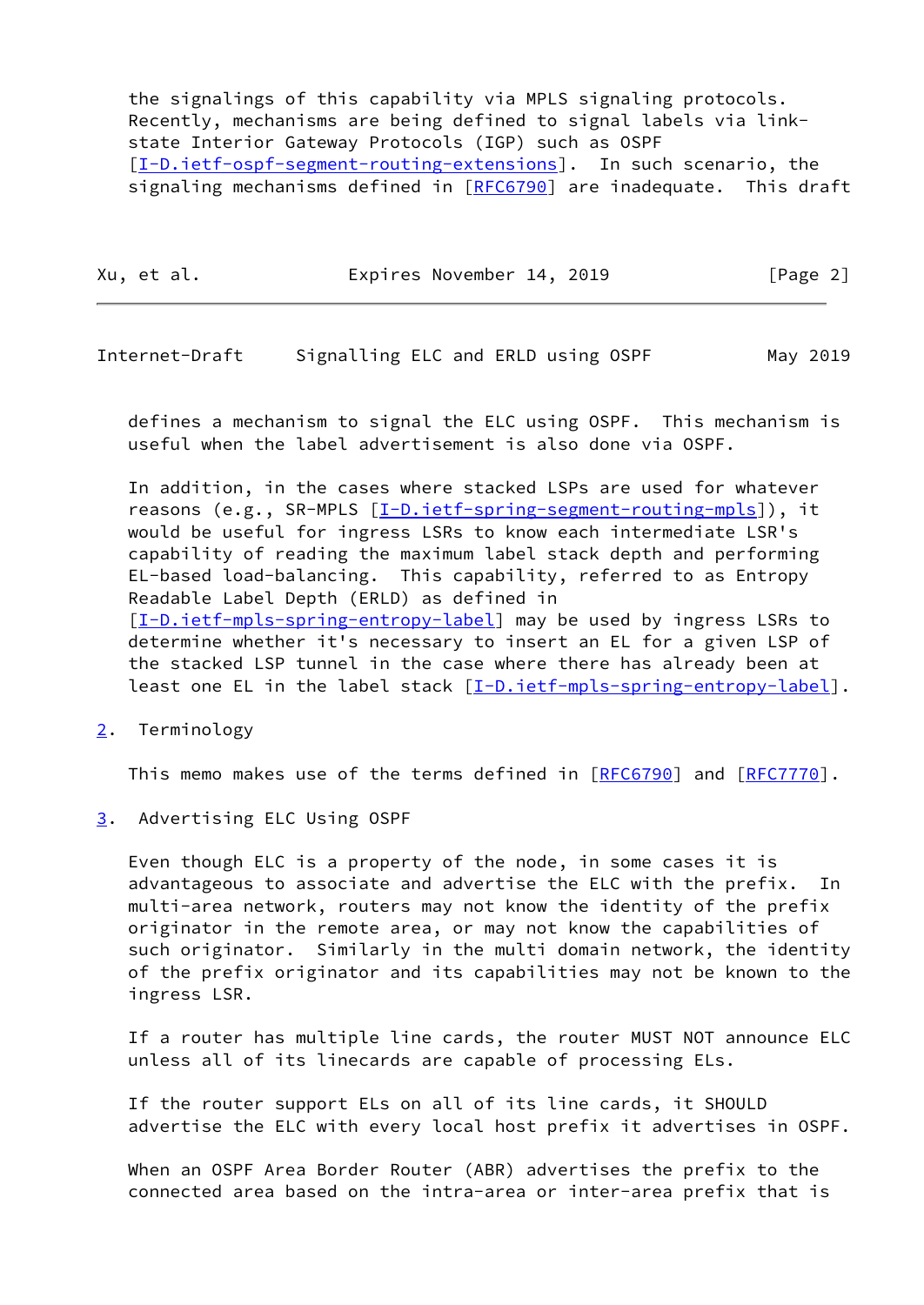the signalings of this capability via MPLS signaling protocols. Recently, mechanisms are being defined to signal labels via link-state Interior Gateway Protocols (IGP) such as OSPF [I-D.ietf-ospf-segment-routing-extensions]. In such scenario, the signaling mechanisms defined in [RFC6790] are inadequate. This draft defines a mechanism to signal the ELC using OSPF. This mechanism is useful when the label advertisement is also done via OSPF.

In addition, in the cases where stacked LSPs are used for whatever reasons (e.g., SR-MPLS [I-D.ietf-spring-segment-routing-mpls]), it would be useful for ingress LSRs to know each intermediate LSR's capability of reading the maximum label stack depth and performing EL-based load-balancing. This capability, referred to as Entropy Readable Label Depth (ERLD) as defined in [I-D.ietf-mpls-spring-entropy-label] may be used by ingress LSRs to determine whether it's necessary to insert an EL for a given LSP of the stacked LSP tunnel in the case where there has already been at least one EL in the label stack [I-D.ietf-mpls-spring-entropy-label].

## 2. Terminology

This memo makes use of the terms defined in [RFC6790] and [RFC7770].

## 3. Advertising ELC Using OSPF

Even though ELC is a property of the node, in some cases it is advantageous to associate and advertise the ELC with the prefix. In multi-area network, routers may not know the identity of the prefix originator in the remote area, or may not know the capabilities of such originator. Similarly in the multi domain network, the identity of the prefix originator and its capabilities may not be known to the ingress LSR.

If a router has multiple line cards, the router MUST NOT announce ELC unless all of its linecards are capable of processing ELs.

If the router support ELs on all of its line cards, it SHOULD advertise the ELC with every local host prefix it advertises in OSPF.

When an OSPF Area Border Router (ABR) advertises the prefix to the connected area based on the intra-area or inter-area prefix that is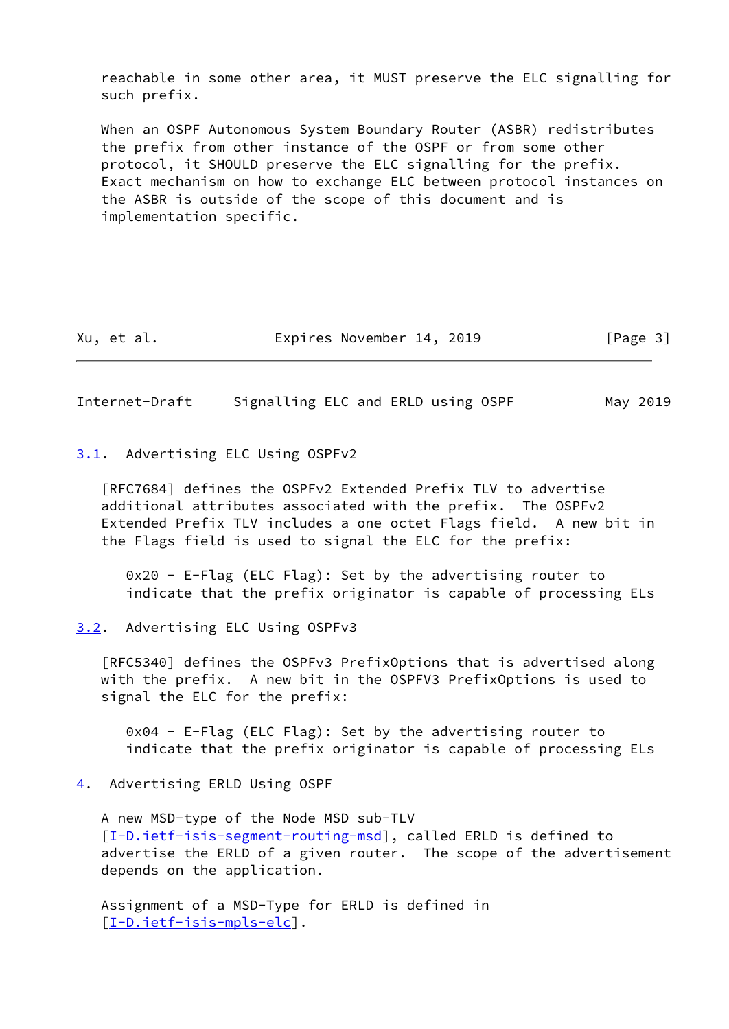reachable in some other area, it MUST preserve the ELC signalling for such prefix.

When an OSPF Autonomous System Boundary Router (ASBR) redistributes the prefix from other instance of the OSPF or from some other protocol, it SHOULD preserve the ELC signalling for the prefix. Exact mechanism on how to exchange ELC between protocol instances on the ASBR is outside of the scope of this document and is implementation specific.

### 3.1. Advertising ELC Using OSPFv2

[RFC7684] defines the OSPFv2 Extended Prefix TLV to advertise additional attributes associated with the prefix. The OSPFv2 Extended Prefix TLV includes a one octet Flags field. A new bit in the Flags field is used to signal the ELC for the prefix:

> 0x20 - E-Flag (ELC Flag): Set by the advertising router to indicate that the prefix originator is capable of processing ELs

### 3.2. Advertising ELC Using OSPFv3

[RFC5340] defines the OSPFv3 PrefixOptions that is advertised along with the prefix. A new bit in the OSPFV3 PrefixOptions is used to signal the ELC for the prefix:

> 0x04 - E-Flag (ELC Flag): Set by the advertising router to indicate that the prefix originator is capable of processing ELs

## 4. Advertising ERLD Using OSPF

A new MSD-type of the Node MSD sub-TLV [I-D.ietf-isis-segment-routing-msd], called ERLD is defined to advertise the ERLD of a given router. The scope of the advertisement depends on the application.

Assignment of a MSD-Type for ERLD is defined in [I-D.ietf-isis-mpls-elc].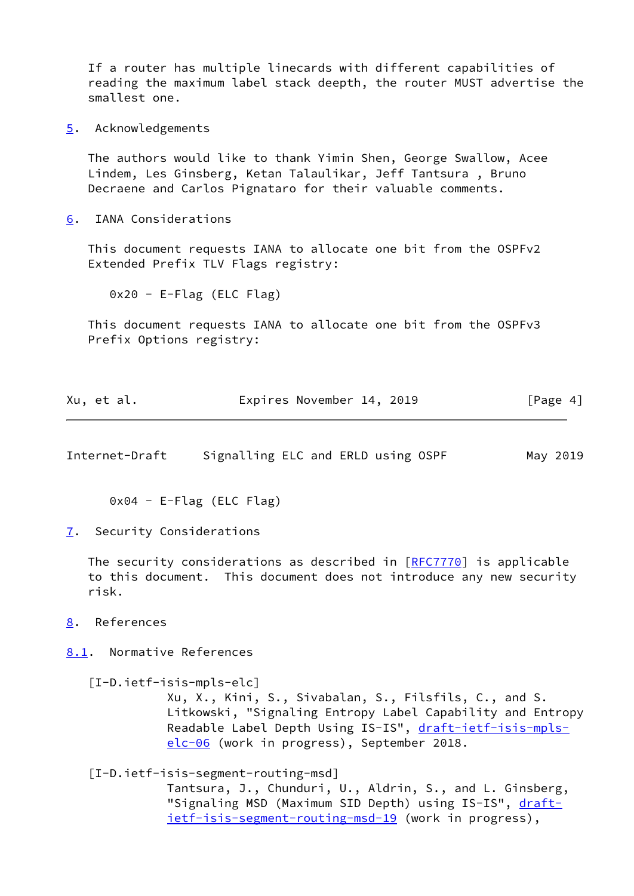If a router has multiple linecards with different capabilities of reading the maximum label stack deepth, the router MUST advertise the smallest one.

## 5. Acknowledgements

The authors would like to thank Yimin Shen, George Swallow, Acee Lindem, Les Ginsberg, Ketan Talaulikar, Jeff Tantsura , Bruno Decraene and Carlos Pignataro for their valuable comments.

## 6. IANA Considerations

This document requests IANA to allocate one bit from the OSPFv2 Extended Prefix TLV Flags registry:

0x20 - E-Flag (ELC Flag)

This document requests IANA to allocate one bit from the OSPFv3 Prefix Options registry:

0x04 - E-Flag (ELC Flag)

## 7. Security Considerations

The security considerations as described in [RFC7770] is applicable to this document. This document does not introduce any new security risk.

## 8. References

### 8.1. Normative References

[I-D.ietf-isis-mpls-elc]
Xu, X., Kini, S., Sivabalan, S., Filsfils, C., and S. Litkowski, "Signaling Entropy Label Capability and Entropy Readable Label Depth Using IS-IS", draft-ietf-isis-mpls-elc-06 (work in progress), September 2018.

[I-D.ietf-isis-segment-routing-msd]
Tantsura, J., Chunduri, U., Aldrin, S., and L. Ginsberg, "Signaling MSD (Maximum SID Depth) using IS-IS", draft-ietf-isis-segment-routing-msd-19 (work in progress),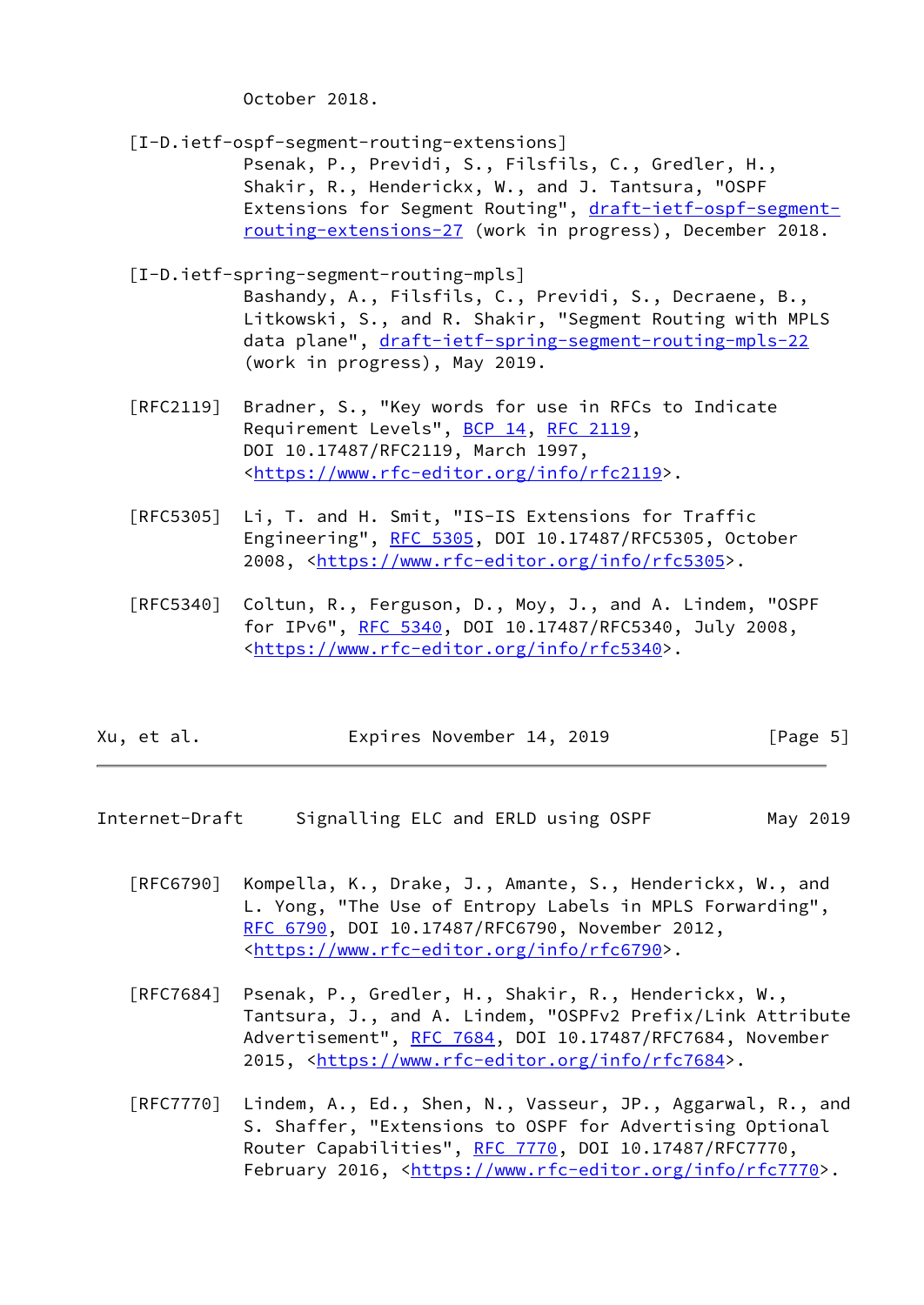October 2018.

[I-D.ietf-ospf-segment-routing-extensions]
Psenak, P., Previdi, S., Filsfils, C., Gredler, H., Shakir, R., Henderickx, W., and J. Tantsura, "OSPF Extensions for Segment Routing", draft-ietf-ospf-segment-routing-extensions-27 (work in progress), December 2018.

[I-D.ietf-spring-segment-routing-mpls]
Bashandy, A., Filsfils, C., Previdi, S., Decraene, B., Litkowski, S., and R. Shakir, "Segment Routing with MPLS data plane", draft-ietf-spring-segment-routing-mpls-22 (work in progress), May 2019.

[RFC2119] Bradner, S., "Key words for use in RFCs to Indicate Requirement Levels", BCP 14, RFC 2119, DOI 10.17487/RFC2119, March 1997, <https://www.rfc-editor.org/info/rfc2119>.

[RFC5305] Li, T. and H. Smit, "IS-IS Extensions for Traffic Engineering", RFC 5305, DOI 10.17487/RFC5305, October 2008, <https://www.rfc-editor.org/info/rfc5305>.

[RFC5340] Coltun, R., Ferguson, D., Moy, J., and A. Lindem, "OSPF for IPv6", RFC 5340, DOI 10.17487/RFC5340, July 2008, <https://www.rfc-editor.org/info/rfc5340>.

[RFC6790] Kompella, K., Drake, J., Amante, S., Henderickx, W., and L. Yong, "The Use of Entropy Labels in MPLS Forwarding", RFC 6790, DOI 10.17487/RFC6790, November 2012, <https://www.rfc-editor.org/info/rfc6790>.

[RFC7684] Psenak, P., Gredler, H., Shakir, R., Henderickx, W., Tantsura, J., and A. Lindem, "OSPFv2 Prefix/Link Attribute Advertisement", RFC 7684, DOI 10.17487/RFC7684, November 2015, <https://www.rfc-editor.org/info/rfc7684>.

[RFC7770] Lindem, A., Ed., Shen, N., Vasseur, JP., Aggarwal, R., and S. Shaffer, "Extensions to OSPF for Advertising Optional Router Capabilities", RFC 7770, DOI 10.17487/RFC7770, February 2016, <https://www.rfc-editor.org/info/rfc7770>.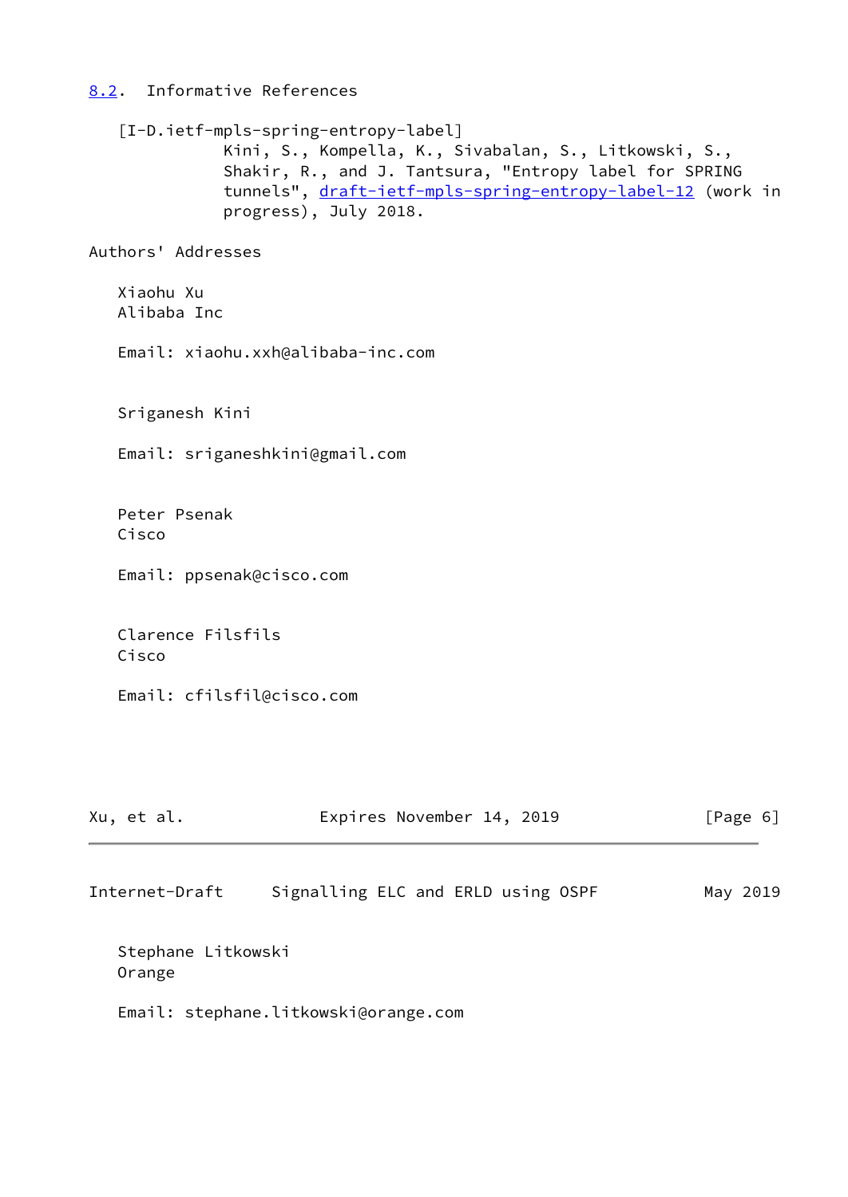### 8.2. Informative References

[I-D.ietf-mpls-spring-entropy-label]
Kini, S., Kompella, K., Sivabalan, S., Litkowski, S., Shakir, R., and J. Tantsura, "Entropy label for SPRING tunnels", draft-ietf-mpls-spring-entropy-label-12 (work in progress), July 2018.

## Authors' Addresses

Xiaohu Xu
Alibaba Inc

Email: xiaohu.xxh@alibaba-inc.com

Sriganesh Kini

Email: sriganeshkini@gmail.com

Peter Psenak
Cisco

Email: ppsenak@cisco.com

Clarence Filsfils
Cisco

Email: cfilsfil@cisco.com

Stephane Litkowski
Orange

Email: stephane.litkowski@orange.com